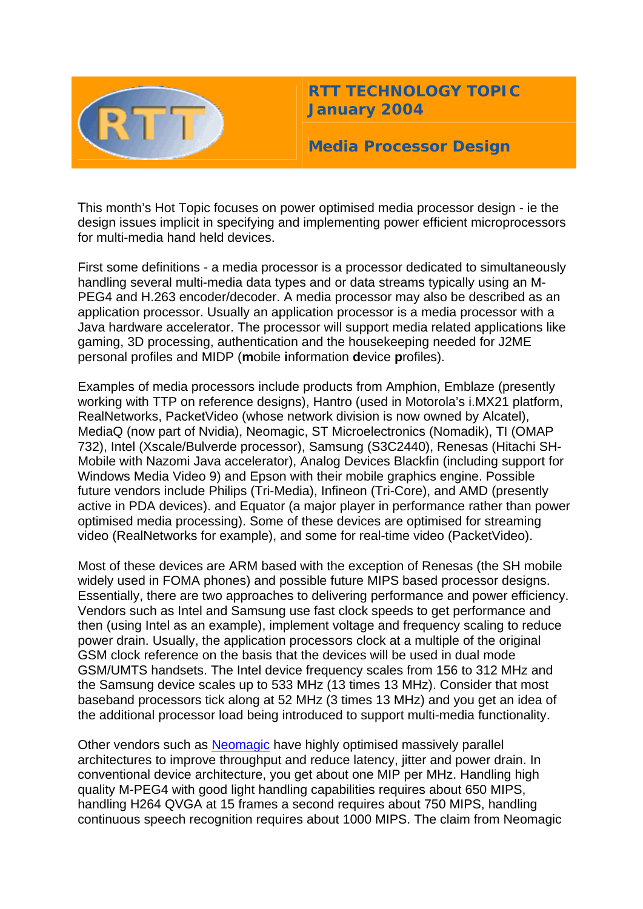# RTT TECHNOLOGY TOPIC January 2004

## Media Processor Design

This month's Hot Topic focuses on power optimised media processor design - ie the design issues implicit in specifying and implementing power efficient microprocessors for multi-media hand held devices.

First some definitions - a media processor is a processor dedicated to simultaneously handling several multi-media data types and or data streams typically using an M-PEG4 and H.263 encoder/decoder. A media processor may also be described as an application processor. Usually an application processor is a media processor with a Java hardware accelerator. The processor will support media related applications like gaming, 3D processing, authentication and the housekeeping needed for J2ME personal profiles and MIDP (**m**obile **i**nformation **d**evice **p**rofiles).

Examples of media processors include products from Amphion, Emblaze (presently working with TTP on reference designs), Hantro (used in Motorola's i.MX21 platform, RealNetworks, PacketVideo (whose network division is now owned by Alcatel), MediaQ (now part of Nvidia), Neomagic, ST Microelectronics (Nomadik), TI (OMAP 732), Intel (Xscale/Bulverde processor), Samsung (S3C2440), Renesas (Hitachi SH-Mobile with Nazomi Java accelerator), Analog Devices Blackfin (including support for Windows Media Video 9) and Epson with their mobile graphics engine. Possible future vendors include Philips (Tri-Media), Infineon (Tri-Core), and AMD (presently active in PDA devices). and Equator (a major player in performance rather than power optimised media processing). Some of these devices are optimised for streaming video (RealNetworks for example), and some for real-time video (PacketVideo).

Most of these devices are ARM based with the exception of Renesas (the SH mobile widely used in FOMA phones) and possible future MIPS based processor designs. Essentially, there are two approaches to delivering performance and power efficiency. Vendors such as Intel and Samsung use fast clock speeds to get performance and then (using Intel as an example), implement voltage and frequency scaling to reduce power drain. Usually, the application processors clock at a multiple of the original GSM clock reference on the basis that the devices will be used in dual mode GSM/UMTS handsets. The Intel device frequency scales from 156 to 312 MHz and the Samsung device scales up to 533 MHz (13 times 13 MHz). Consider that most baseband processors tick along at 52 MHz (3 times 13 MHz) and you get an idea of the additional processor load being introduced to support multi-media functionality.

Other vendors such as Neomagic have highly optimised massively parallel architectures to improve throughput and reduce latency, jitter and power drain. In conventional device architecture, you get about one MIP per MHz. Handling high quality M-PEG4 with good light handling capabilities requires about 650 MIPS, handling H264 QVGA at 15 frames a second requires about 750 MIPS, handling continuous speech recognition requires about 1000 MIPS. The claim from Neomagic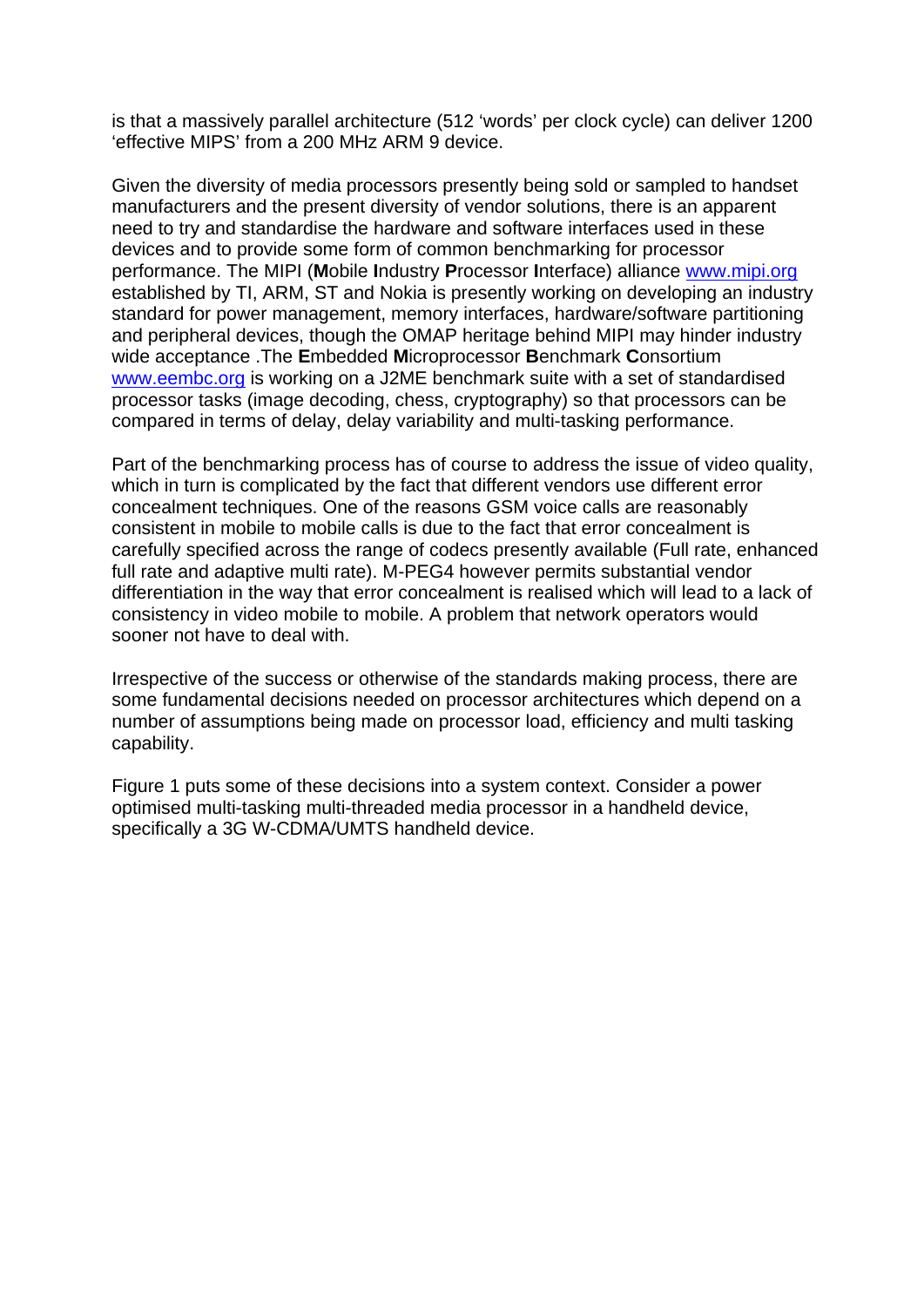is that a massively parallel architecture (512 'words' per clock cycle) can deliver 1200 'effective MIPS' from a 200 MHz ARM 9 device.

Given the diversity of media processors presently being sold or sampled to handset manufacturers and the present diversity of vendor solutions, there is an apparent need to try and standardise the hardware and software interfaces used in these devices and to provide some form of common benchmarking for processor performance. The MIPI (**M**obile **I**ndustry **P**rocessor **I**nterface) alliance www.mipi.org established by TI, ARM, ST and Nokia is presently working on developing an industry standard for power management, memory interfaces, hardware/software partitioning and peripheral devices, though the OMAP heritage behind MIPI may hinder industry wide acceptance .The **E**mbedded **M**icroprocessor **B**enchmark **C**onsortium www.eembc.org is working on a J2ME benchmark suite with a set of standardised processor tasks (image decoding, chess, cryptography) so that processors can be compared in terms of delay, delay variability and multi-tasking performance.

Part of the benchmarking process has of course to address the issue of video quality, which in turn is complicated by the fact that different vendors use different error concealment techniques. One of the reasons GSM voice calls are reasonably consistent in mobile to mobile calls is due to the fact that error concealment is carefully specified across the range of codecs presently available (Full rate, enhanced full rate and adaptive multi rate). M-PEG4 however permits substantial vendor differentiation in the way that error concealment is realised which will lead to a lack of consistency in video mobile to mobile. A problem that network operators would sooner not have to deal with.

Irrespective of the success or otherwise of the standards making process, there are some fundamental decisions needed on processor architectures which depend on a number of assumptions being made on processor load, efficiency and multi tasking capability.

Figure 1 puts some of these decisions into a system context. Consider a power optimised multi-tasking multi-threaded media processor in a handheld device, specifically a 3G W-CDMA/UMTS handheld device.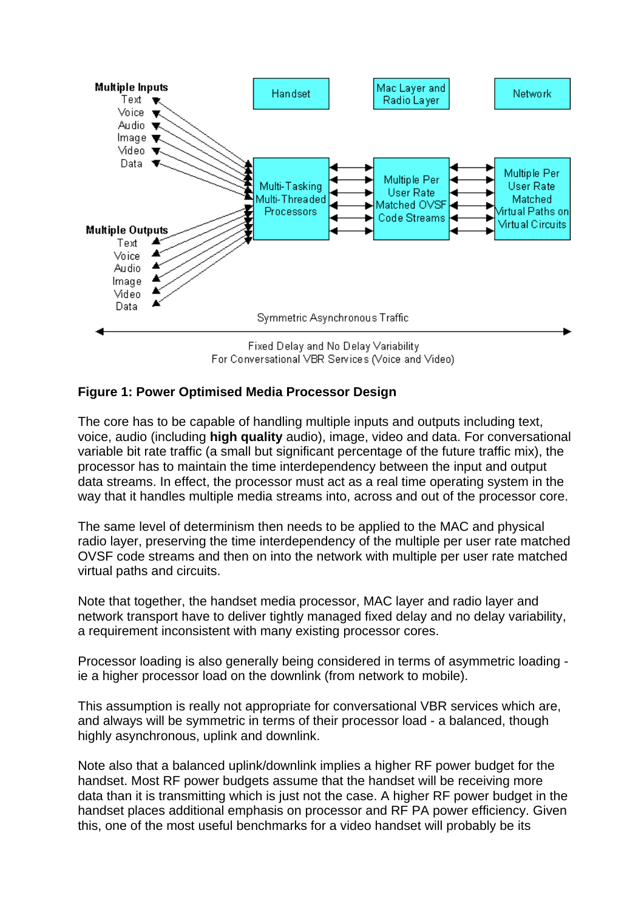**Figure 1: Power Optimised Media Processor Design**

The core has to be capable of handling multiple inputs and outputs including text, voice, audio (including **high quality** audio), image, video and data. For conversational variable bit rate traffic (a small but significant percentage of the future traffic mix), the processor has to maintain the time interdependency between the input and output data streams. In effect, the processor must act as a real time operating system in the way that it handles multiple media streams into, across and out of the processor core.

The same level of determinism then needs to be applied to the MAC and physical radio layer, preserving the time interdependency of the multiple per user rate matched OVSF code streams and then on into the network with multiple per user rate matched virtual paths and circuits.

Note that together, the handset media processor, MAC layer and radio layer and network transport have to deliver tightly managed fixed delay and no delay variability, a requirement inconsistent with many existing processor cores.

Processor loading is also generally being considered in terms of asymmetric loading - ie a higher processor load on the downlink (from network to mobile).

This assumption is really not appropriate for conversational VBR services which are, and always will be symmetric in terms of their processor load - a balanced, though highly asynchronous, uplink and downlink.

Note also that a balanced uplink/downlink implies a higher RF power budget for the handset. Most RF power budgets assume that the handset will be receiving more data than it is transmitting which is just not the case. A higher RF power budget in the handset places additional emphasis on processor and RF PA power efficiency. Given this, one of the most useful benchmarks for a video handset will probably be its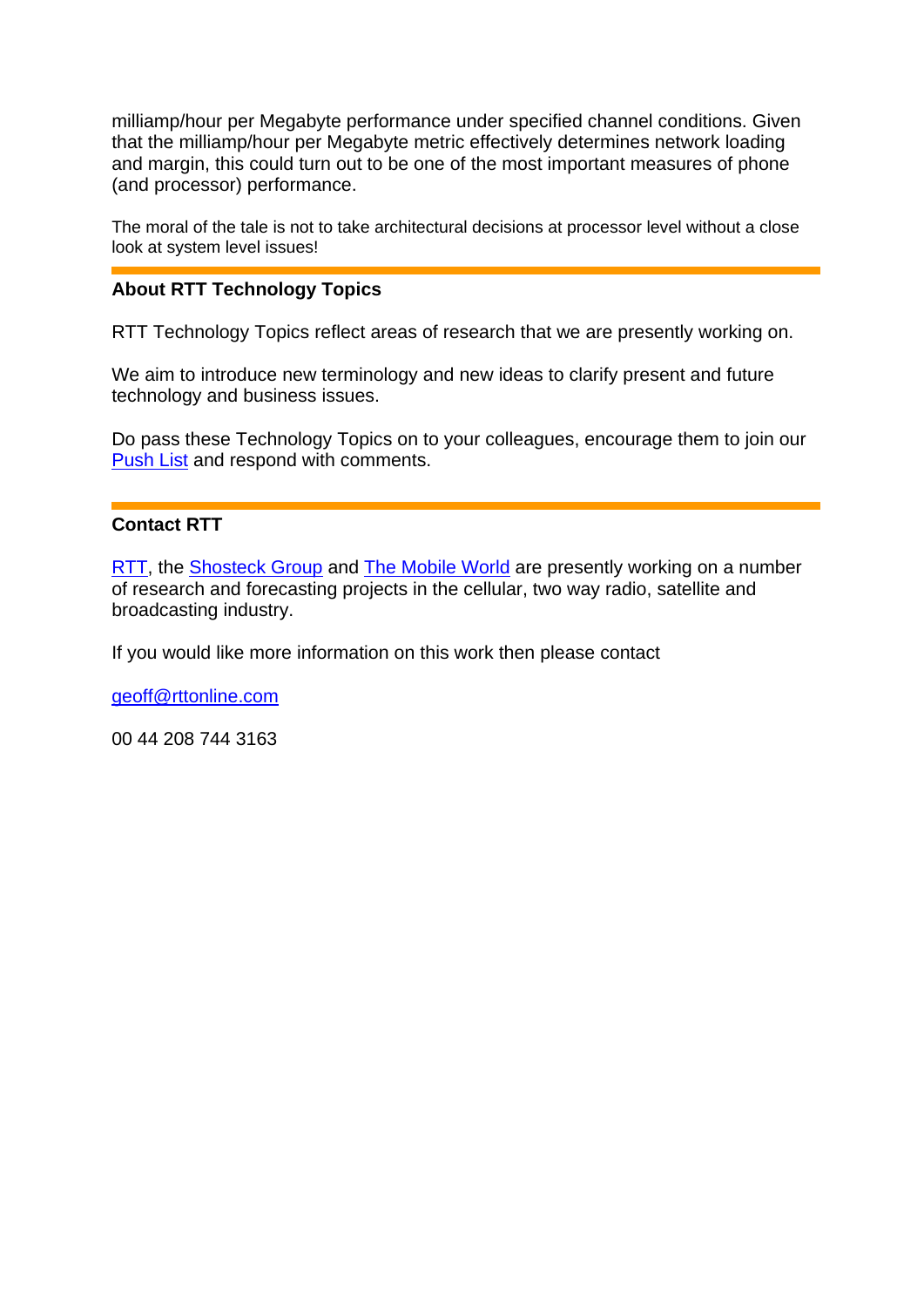milliamp/hour per Megabyte performance under specified channel conditions. Given that the milliamp/hour per Megabyte metric effectively determines network loading and margin, this could turn out to be one of the most important measures of phone (and processor) performance.

The moral of the tale is not to take architectural decisions at processor level without a close look at system level issues!

---

**About RTT Technology Topics**

RTT Technology Topics reflect areas of research that we are presently working on.

We aim to introduce new terminology and new ideas to clarify present and future technology and business issues.

Do pass these Technology Topics on to your colleagues, encourage them to join our Push List and respond with comments.

---

**Contact RTT**

RTT, the Shosteck Group and The Mobile World are presently working on a number of research and forecasting projects in the cellular, two way radio, satellite and broadcasting industry.

If you would like more information on this work then please contact

geoff@rttonline.com

00 44 208 744 3163